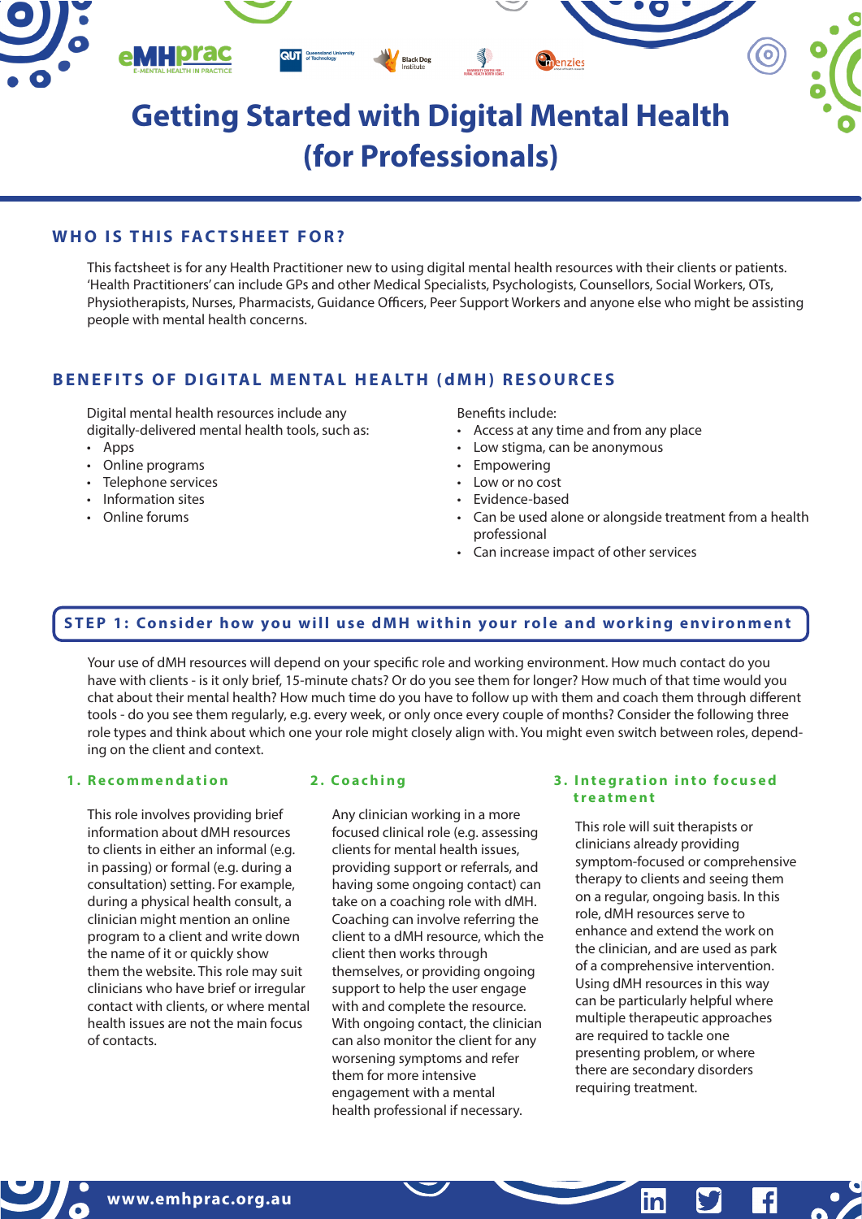# Getting Started with Digital Mental Health (for Professionals)

## WHO IS THIS FACTSHEET FOR?

This factsheet is for any Health Practitioner new to using digital mental health resources with their clients or patients. 'Health Practitioners' can include GPs and other Medical Specialists, Psychologists, Counsellors, Social Workers, OTs, Physiotherapists, Nurses, Pharmacists, Guidance Officers, Peer Support Workers and anyone else who might be assisting people with mental health concerns.

## BENEFITS OF DIGITAL MENTAL HEALTH (dMH) RESOURCES

Digital mental health resources include any digitally-delivered mental health tools, such as:

- Apps
- Online programs
- Telephone services
- Information sites
- Online forums

Benefits include:

- Access at any time and from any place
- Low stigma, can be anonymous
- Empowering
- Low or no cost
- Evidence-based
- Can be used alone or alongside treatment from a health professional
- Can increase impact of other services

## STEP 1: Consider how you will use dMH within your role and working environment

Your use of dMH resources will depend on your specific role and working environment. How much contact do you have with clients - is it only brief, 15-minute chats? Or do you see them for longer? How much of that time would you chat about their mental health? How much time do you have to follow up with them and coach them through different tools - do you see them regularly, e.g. every week, or only once every couple of months? Consider the following three role types and think about which one your role might closely align with. You might even switch between roles, depending on the client and context.

### 1. Recommendation

This role involves providing brief information about dMH resources to clients in either an informal (e.g. in passing) or formal (e.g. during a consultation) setting. For example, during a physical health consult, a clinician might mention an online program to a client and write down the name of it or quickly show them the website. This role may suit clinicians who have brief or irregular contact with clients, or where mental health issues are not the main focus of contacts.

### 2. Coaching

Any clinician working in a more focused clinical role (e.g. assessing clients for mental health issues, providing support or referrals, and having some ongoing contact) can take on a coaching role with dMH. Coaching can involve referring the client to a dMH resource, which the client then works through themselves, or providing ongoing support to help the user engage with and complete the resource. With ongoing contact, the clinician can also monitor the client for any worsening symptoms and refer them for more intensive engagement with a mental health professional if necessary.

### 3. Integration into focused treatment

This role will suit therapists or clinicians already providing symptom-focused or comprehensive therapy to clients and seeing them on a regular, ongoing basis. In this role, dMH resources serve to enhance and extend the work on the clinician, and are used as park of a comprehensive intervention. Using dMH resources in this way can be particularly helpful where multiple therapeutic approaches are required to tackle one presenting problem, or where there are secondary disorders requiring treatment.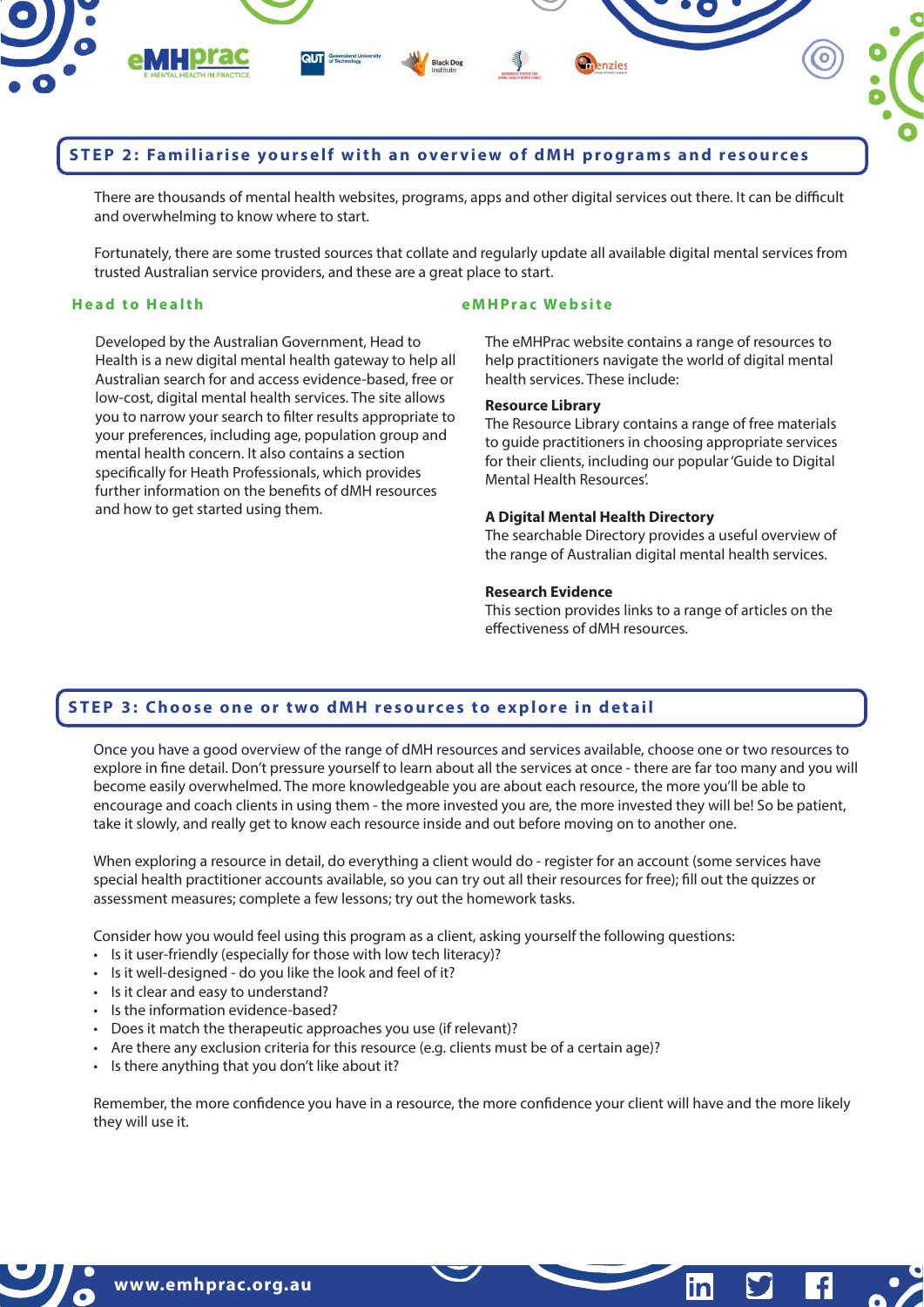## STEP 2: Familiarise yourself with an overview of dMH programs and resources

There are thousands of mental health websites, programs, apps and other digital services out there. It can be difficult and overwhelming to know where to start.

Fortunately, there are some trusted sources that collate and regularly update all available digital mental services from trusted Australian service providers, and these are a great place to start.

### Head to Health

Developed by the Australian Government, Head to Health is a new digital mental health gateway to help all Australian search for and access evidence-based, free or low-cost, digital mental health services. The site allows you to narrow your search to filter results appropriate to your preferences, including age, population group and mental health concern. It also contains a section specifically for Heath Professionals, which provides further information on the benefits of dMH resources and how to get started using them.

### eMHPrac Website

The eMHPrac website contains a range of resources to help practitioners navigate the world of digital mental health services. These include:

**Resource Library**
The Resource Library contains a range of free materials to guide practitioners in choosing appropriate services for their clients, including our popular 'Guide to Digital Mental Health Resources'.

**A Digital Mental Health Directory**
The searchable Directory provides a useful overview of the range of Australian digital mental health services.

**Research Evidence**
This section provides links to a range of articles on the effectiveness of dMH resources.

## STEP 3: Choose one or two dMH resources to explore in detail

Once you have a good overview of the range of dMH resources and services available, choose one or two resources to explore in fine detail. Don't pressure yourself to learn about all the services at once - there are far too many and you will become easily overwhelmed. The more knowledgeable you are about each resource, the more you'll be able to encourage and coach clients in using them - the more invested you are, the more invested they will be! So be patient, take it slowly, and really get to know each resource inside and out before moving on to another one.

When exploring a resource in detail, do everything a client would do - register for an account (some services have special health practitioner accounts available, so you can try out all their resources for free); fill out the quizzes or assessment measures; complete a few lessons; try out the homework tasks.

Consider how you would feel using this program as a client, asking yourself the following questions:

- Is it user-friendly (especially for those with low tech literacy)?
- Is it well-designed - do you like the look and feel of it?
- Is it clear and easy to understand?
- Is the information evidence-based?
- Does it match the therapeutic approaches you use (if relevant)?
- Are there any exclusion criteria for this resource (e.g. clients must be of a certain age)?
- Is there anything that you don't like about it?

Remember, the more confidence you have in a resource, the more confidence your client will have and the more likely they will use it.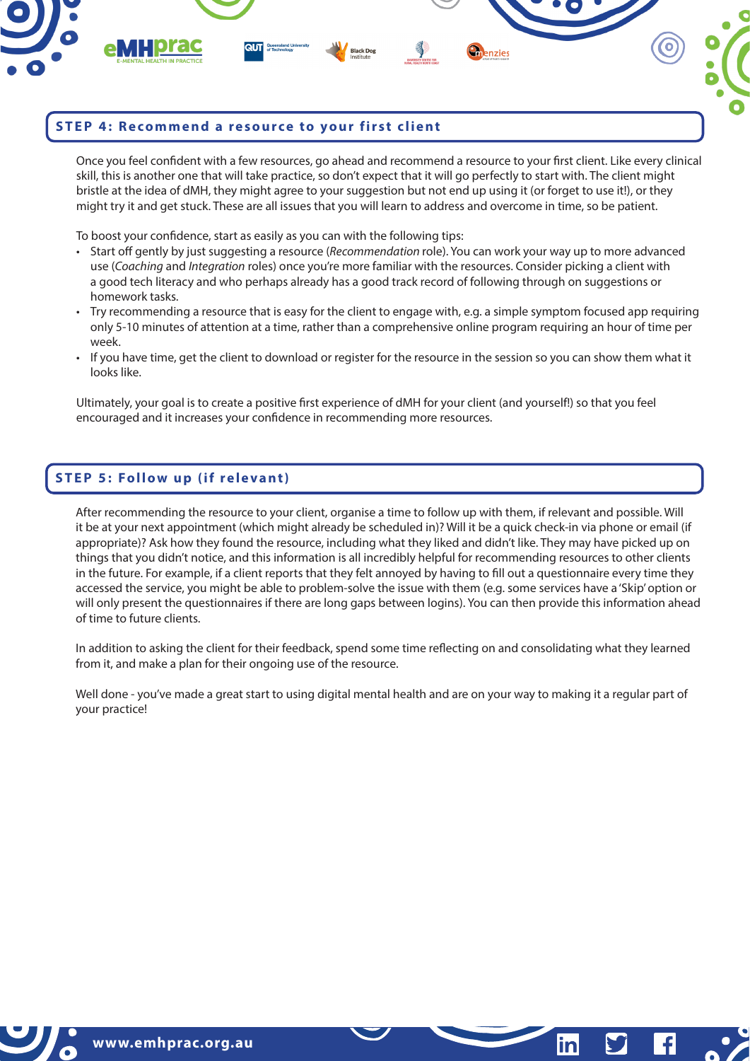## STEP 4: Recommend a resource to your first client

Once you feel confident with a few resources, go ahead and recommend a resource to your first client. Like every clinical skill, this is another one that will take practice, so don't expect that it will go perfectly to start with. The client might bristle at the idea of dMH, they might agree to your suggestion but not end up using it (or forget to use it!), or they might try it and get stuck. These are all issues that you will learn to address and overcome in time, so be patient.

To boost your confidence, start as easily as you can with the following tips:

- Start off gently by just suggesting a resource (*Recommendation* role). You can work your way up to more advanced use (*Coaching* and *Integration* roles) once you're more familiar with the resources. Consider picking a client with a good tech literacy and who perhaps already has a good track record of following through on suggestions or homework tasks.
- Try recommending a resource that is easy for the client to engage with, e.g. a simple symptom focused app requiring only 5-10 minutes of attention at a time, rather than a comprehensive online program requiring an hour of time per week.
- If you have time, get the client to download or register for the resource in the session so you can show them what it looks like.

Ultimately, your goal is to create a positive first experience of dMH for your client (and yourself!) so that you feel encouraged and it increases your confidence in recommending more resources.

## STEP 5: Follow up (if relevant)

After recommending the resource to your client, organise a time to follow up with them, if relevant and possible. Will it be at your next appointment (which might already be scheduled in)? Will it be a quick check-in via phone or email (if appropriate)? Ask how they found the resource, including what they liked and didn't like. They may have picked up on things that you didn't notice, and this information is all incredibly helpful for recommending resources to other clients in the future. For example, if a client reports that they felt annoyed by having to fill out a questionnaire every time they accessed the service, you might be able to problem-solve the issue with them (e.g. some services have a 'Skip' option or will only present the questionnaires if there are long gaps between logins). You can then provide this information ahead of time to future clients.

In addition to asking the client for their feedback, spend some time reflecting on and consolidating what they learned from it, and make a plan for their ongoing use of the resource.

Well done - you've made a great start to using digital mental health and are on your way to making it a regular part of your practice!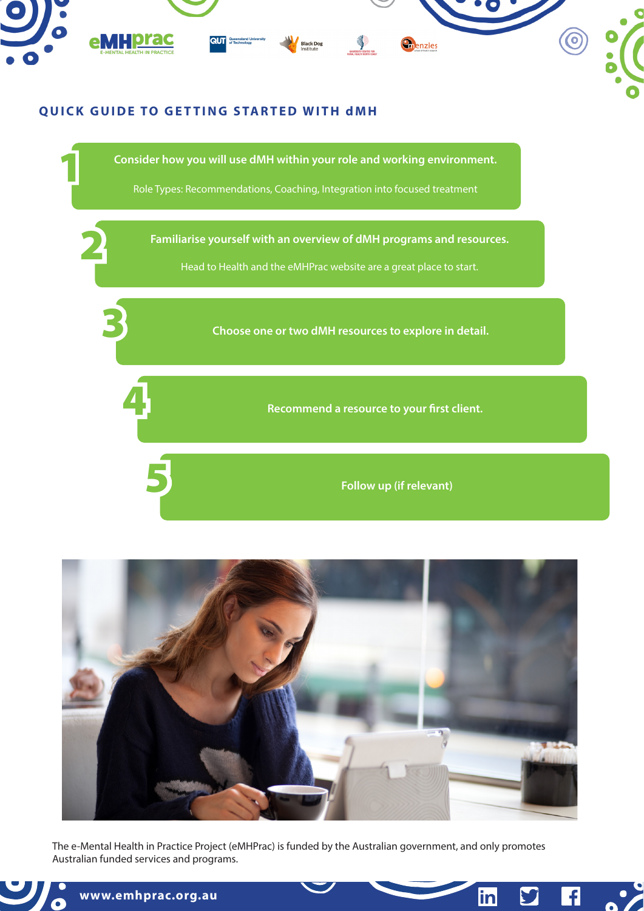## QUICK GUIDE TO GETTING STARTED WITH dMH

1. **Consider how you will use dMH within your role and working environment.**

   Role Types: Recommendations, Coaching, Integration into focused treatment

2. **Familiarise yourself with an overview of dMH programs and resources.**

   Head to Health and the eMHPrac website are a great place to start.

3. **Choose one or two dMH resources to explore in detail.**

4. **Recommend a resource to your first client.**

5. **Follow up (if relevant)**

The e-Mental Health in Practice Project (eMHPrac) is funded by the Australian government, and only promotes Australian funded services and programs.

www.emhprac.org.au